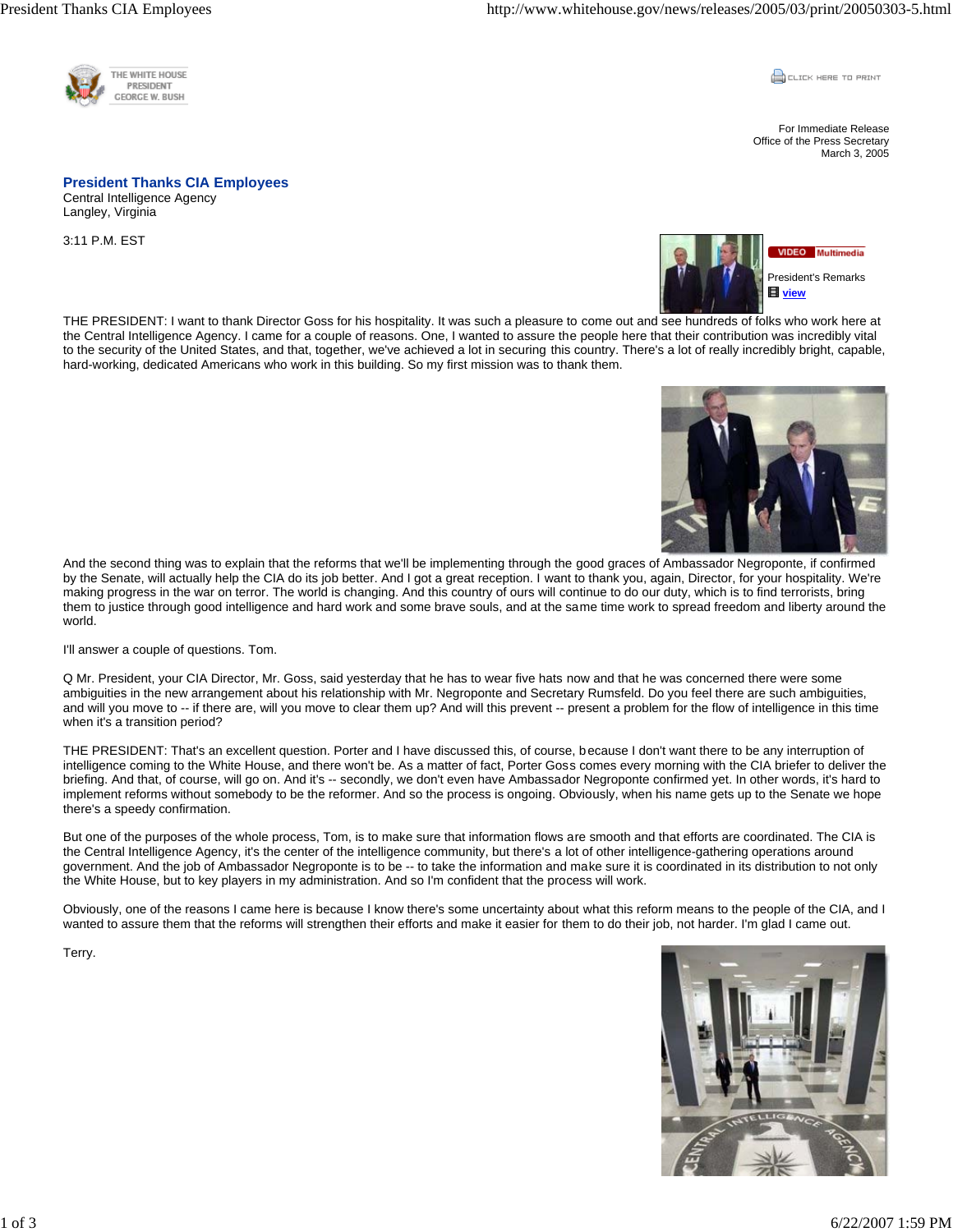THE WHITE HOUSE
PRESIDENT
GEORGE W. BUSH

CLICK HERE TO PRINT

For Immediate Release
Office of the Press Secretary
March 3, 2005

## President Thanks CIA Employees

Central Intelligence Agency
Langley, Virginia

3:11 P.M. EST

VIDEO Multimedia

President's Remarks
view

THE PRESIDENT: I want to thank Director Goss for his hospitality. It was such a pleasure to come out and see hundreds of folks who work here at the Central Intelligence Agency. I came for a couple of reasons. One, I wanted to assure the people here that their contribution was incredibly vital to the security of the United States, and that, together, we've achieved a lot in securing this country. There's a lot of really incredibly bright, capable, hard-working, dedicated Americans who work in this building. So my first mission was to thank them.

And the second thing was to explain that the reforms that we'll be implementing through the good graces of Ambassador Negroponte, if confirmed by the Senate, will actually help the CIA do its job better. And I got a great reception. I want to thank you, again, Director, for your hospitality. We're making progress in the war on terror. The world is changing. And this country of ours will continue to do our duty, which is to find terrorists, bring them to justice through good intelligence and hard work and some brave souls, and at the same time work to spread freedom and liberty around the world.

I'll answer a couple of questions. Tom.

Q Mr. President, your CIA Director, Mr. Goss, said yesterday that he has to wear five hats now and that he was concerned there were some ambiguities in the new arrangement about his relationship with Mr. Negroponte and Secretary Rumsfeld. Do you feel there are such ambiguities, and will you move to -- if there are, will you move to clear them up? And will this prevent -- present a problem for the flow of intelligence in this time when it's a transition period?

THE PRESIDENT: That's an excellent question. Porter and I have discussed this, of course, because I don't want there to be any interruption of intelligence coming to the White House, and there won't be. As a matter of fact, Porter Goss comes every morning with the CIA briefer to deliver the briefing. And that, of course, will go on. And it's -- secondly, we don't even have Ambassador Negroponte confirmed yet. In other words, it's hard to implement reforms without somebody to be the reformer. And so the process is ongoing. Obviously, when his name gets up to the Senate we hope there's a speedy confirmation.

But one of the purposes of the whole process, Tom, is to make sure that information flows are smooth and that efforts are coordinated. The CIA is the Central Intelligence Agency, it's the center of the intelligence community, but there's a lot of other intelligence-gathering operations around government. And the job of Ambassador Negroponte is to be -- to take the information and make sure it is coordinated in its distribution to not only the White House, but to key players in my administration. And so I'm confident that the process will work.

Obviously, one of the reasons I came here is because I know there's some uncertainty about what this reform means to the people of the CIA, and I wanted to assure them that the reforms will strengthen their efforts and make it easier for them to do their job, not harder. I'm glad I came out.

Terry.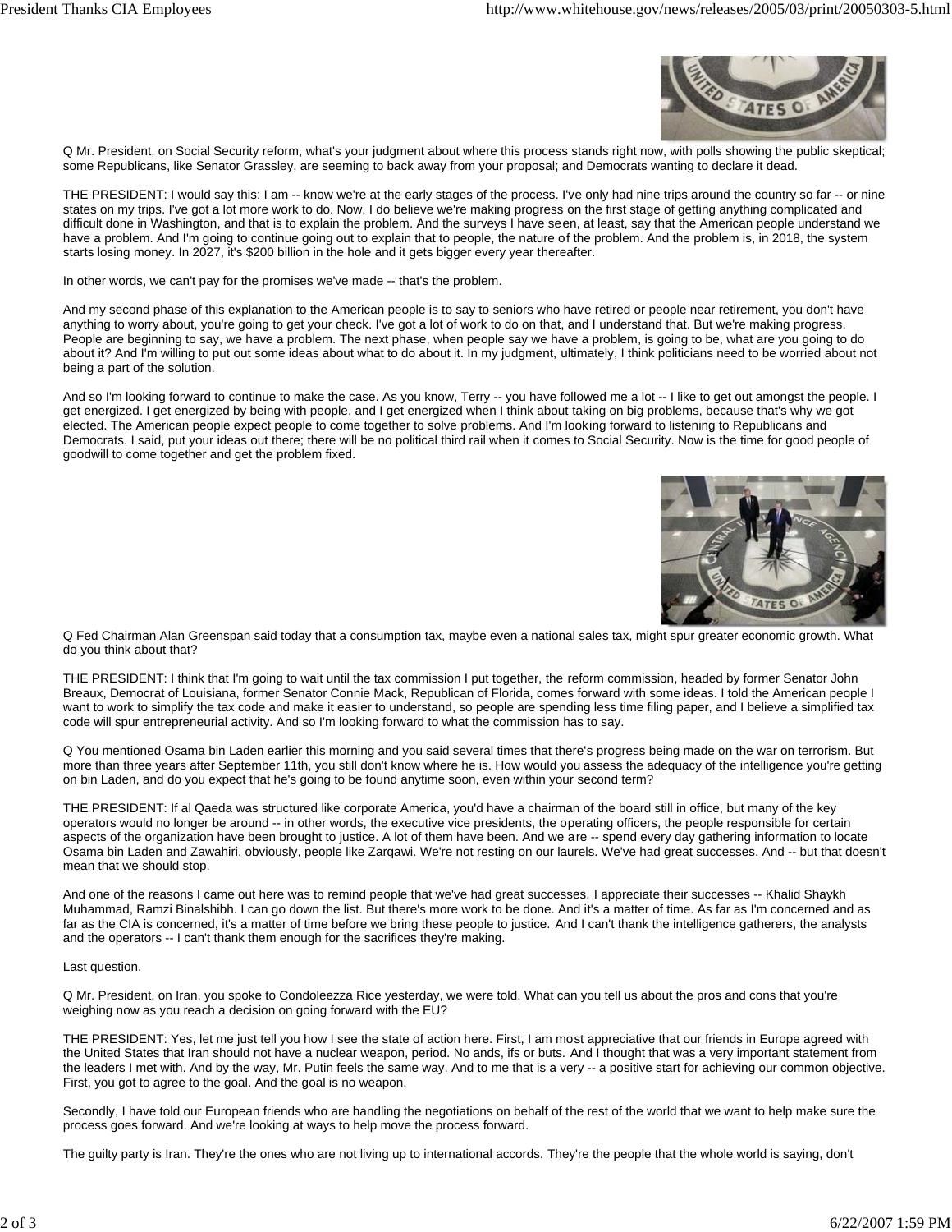Q Mr. President, on Social Security reform, what's your judgment about where this process stands right now, with polls showing the public skeptical; some Republicans, like Senator Grassley, are seeming to back away from your proposal; and Democrats wanting to declare it dead.

THE PRESIDENT: I would say this: I am -- know we're at the early stages of the process. I've only had nine trips around the country so far -- or nine states on my trips. I've got a lot more work to do. Now, I do believe we're making progress on the first stage of getting anything complicated and difficult done in Washington, and that is to explain the problem. And the surveys I have seen, at least, say that the American people understand we have a problem. And I'm going to continue going out to explain that to people, the nature of the problem. And the problem is, in 2018, the system starts losing money. In 2027, it's $200 billion in the hole and it gets bigger every year thereafter.

In other words, we can't pay for the promises we've made -- that's the problem.

And my second phase of this explanation to the American people is to say to seniors who have retired or people near retirement, you don't have anything to worry about, you're going to get your check. I've got a lot of work to do on that, and I understand that. But we're making progress. People are beginning to say, we have a problem. The next phase, when people say we have a problem, is going to be, what are you going to do about it? And I'm willing to put out some ideas about what to do about it. In my judgment, ultimately, I think politicians need to be worried about not being a part of the solution.

And so I'm looking forward to continue to make the case. As you know, Terry -- you have followed me a lot -- I like to get out amongst the people. I get energized. I get energized by being with people, and I get energized when I think about taking on big problems, because that's why we got elected. The American people expect people to come together to solve problems. And I'm looking forward to listening to Republicans and Democrats. I said, put your ideas out there; there will be no political third rail when it comes to Social Security. Now is the time for good people of goodwill to come together and get the problem fixed.

Q Fed Chairman Alan Greenspan said today that a consumption tax, maybe even a national sales tax, might spur greater economic growth. What do you think about that?

THE PRESIDENT: I think that I'm going to wait until the tax commission I put together, the reform commission, headed by former Senator John Breaux, Democrat of Louisiana, former Senator Connie Mack, Republican of Florida, comes forward with some ideas. I told the American people I want to work to simplify the tax code and make it easier to understand, so people are spending less time filing paper, and I believe a simplified tax code will spur entrepreneurial activity. And so I'm looking forward to what the commission has to say.

Q You mentioned Osama bin Laden earlier this morning and you said several times that there's progress being made on the war on terrorism. But more than three years after September 11th, you still don't know where he is. How would you assess the adequacy of the intelligence you're getting on bin Laden, and do you expect that he's going to be found anytime soon, even within your second term?

THE PRESIDENT: If al Qaeda was structured like corporate America, you'd have a chairman of the board still in office, but many of the key operators would no longer be around -- in other words, the executive vice presidents, the operating officers, the people responsible for certain aspects of the organization have been brought to justice. A lot of them have been. And we are -- spend every day gathering information to locate Osama bin Laden and Zawahiri, obviously, people like Zarqawi. We're not resting on our laurels. We've had great successes. And -- but that doesn't mean that we should stop.

And one of the reasons I came out here was to remind people that we've had great successes. I appreciate their successes -- Khalid Shaykh Muhammad, Ramzi Binalshibh. I can go down the list. But there's more work to be done. And it's a matter of time. As far as I'm concerned and as far as the CIA is concerned, it's a matter of time before we bring these people to justice. And I can't thank the intelligence gatherers, the analysts and the operators -- I can't thank them enough for the sacrifices they're making.

Last question.

Q Mr. President, on Iran, you spoke to Condoleezza Rice yesterday, we were told. What can you tell us about the pros and cons that you're weighing now as you reach a decision on going forward with the EU?

THE PRESIDENT: Yes, let me just tell you how I see the state of action here. First, I am most appreciative that our friends in Europe agreed with the United States that Iran should not have a nuclear weapon, period. No ands, ifs or buts. And I thought that was a very important statement from the leaders I met with. And by the way, Mr. Putin feels the same way. And to me that is a very -- a positive start for achieving our common objective. First, you got to agree to the goal. And the goal is no weapon.

Secondly, I have told our European friends who are handling the negotiations on behalf of the rest of the world that we want to help make sure the process goes forward. And we're looking at ways to help move the process forward.

The guilty party is Iran. They're the ones who are not living up to international accords. They're the people that the whole world is saying, don't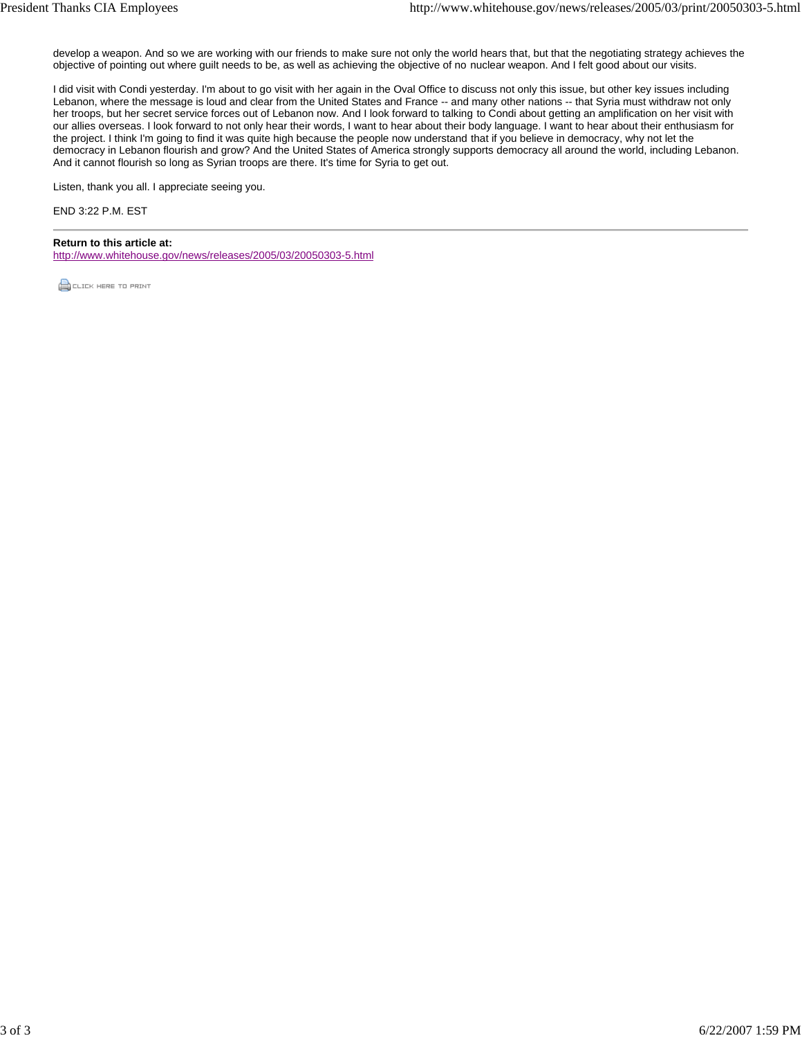develop a weapon. And so we are working with our friends to make sure not only the world hears that, but that the negotiating strategy achieves the objective of pointing out where guilt needs to be, as well as achieving the objective of no nuclear weapon. And I felt good about our visits.

I did visit with Condi yesterday. I'm about to go visit with her again in the Oval Office to discuss not only this issue, but other key issues including Lebanon, where the message is loud and clear from the United States and France -- and many other nations -- that Syria must withdraw not only her troops, but her secret service forces out of Lebanon now. And I look forward to talking to Condi about getting an amplification on her visit with our allies overseas. I look forward to not only hear their words, I want to hear about their body language. I want to hear about their enthusiasm for the project. I think I'm going to find it was quite high because the people now understand that if you believe in democracy, why not let the democracy in Lebanon flourish and grow? And the United States of America strongly supports democracy all around the world, including Lebanon. And it cannot flourish so long as Syrian troops are there. It's time for Syria to get out.

Listen, thank you all. I appreciate seeing you.

END 3:22 P.M. EST

---

**Return to this article at:**
http://www.whitehouse.gov/news/releases/2005/03/20050303-5.html

CLICK HERE TO PRINT